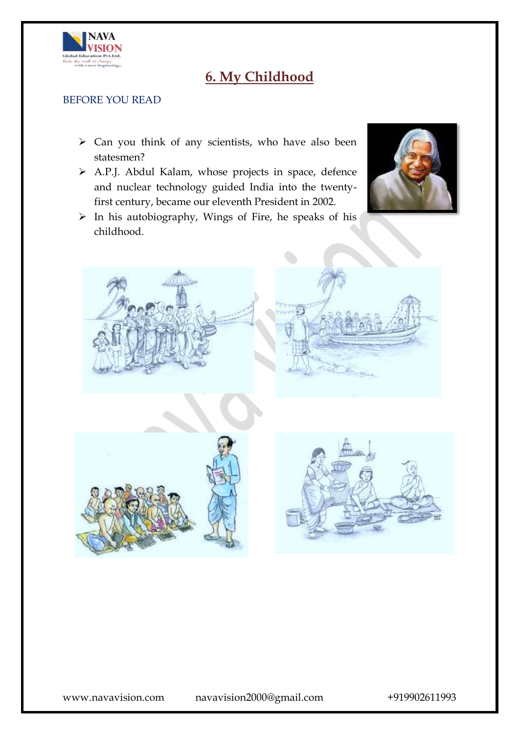# 6. My Childhood

BEFORE YOU READ

- Can you think of any scientists, who have also been statesmen?
- A.P.J. Abdul Kalam, whose projects in space, defence and nuclear technology guided India into the twenty-first century, became our eleventh President in 2002.
- In his autobiography, Wings of Fire, he speaks of his childhood.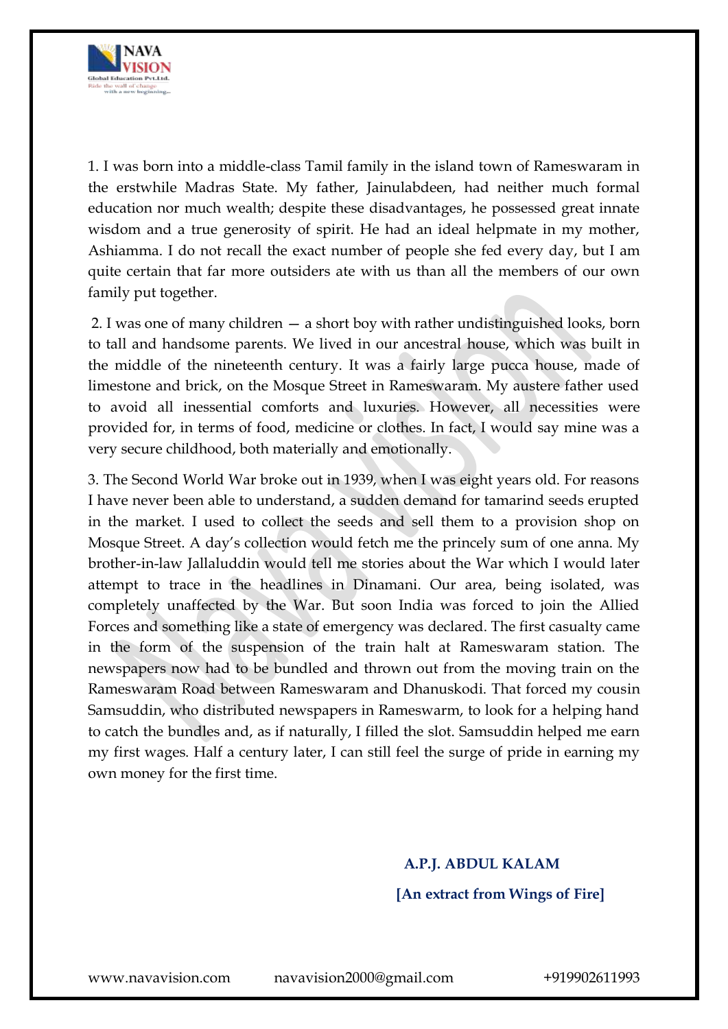1. I was born into a middle-class Tamil family in the island town of Rameswaram in the erstwhile Madras State. My father, Jainulabdeen, had neither much formal education nor much wealth; despite these disadvantages, he possessed great innate wisdom and a true generosity of spirit. He had an ideal helpmate in my mother, Ashiamma. I do not recall the exact number of people she fed every day, but I am quite certain that far more outsiders ate with us than all the members of our own family put together.

2. I was one of many children — a short boy with rather undistinguished looks, born to tall and handsome parents. We lived in our ancestral house, which was built in the middle of the nineteenth century. It was a fairly large pucca house, made of limestone and brick, on the Mosque Street in Rameswaram. My austere father used to avoid all inessential comforts and luxuries. However, all necessities were provided for, in terms of food, medicine or clothes. In fact, I would say mine was a very secure childhood, both materially and emotionally.

3. The Second World War broke out in 1939, when I was eight years old. For reasons I have never been able to understand, a sudden demand for tamarind seeds erupted in the market. I used to collect the seeds and sell them to a provision shop on Mosque Street. A day's collection would fetch me the princely sum of one anna. My brother-in-law Jallaluddin would tell me stories about the War which I would later attempt to trace in the headlines in Dinamani. Our area, being isolated, was completely unaffected by the War. But soon India was forced to join the Allied Forces and something like a state of emergency was declared. The first casualty came in the form of the suspension of the train halt at Rameswaram station. The newspapers now had to be bundled and thrown out from the moving train on the Rameswaram Road between Rameswaram and Dhanuskodi. That forced my cousin Samsuddin, who distributed newspapers in Rameswarm, to look for a helping hand to catch the bundles and, as if naturally, I filled the slot. Samsuddin helped me earn my first wages. Half a century later, I can still feel the surge of pride in earning my own money for the first time.

**A.P.J. ABDUL KALAM**

**[An extract from Wings of Fire]**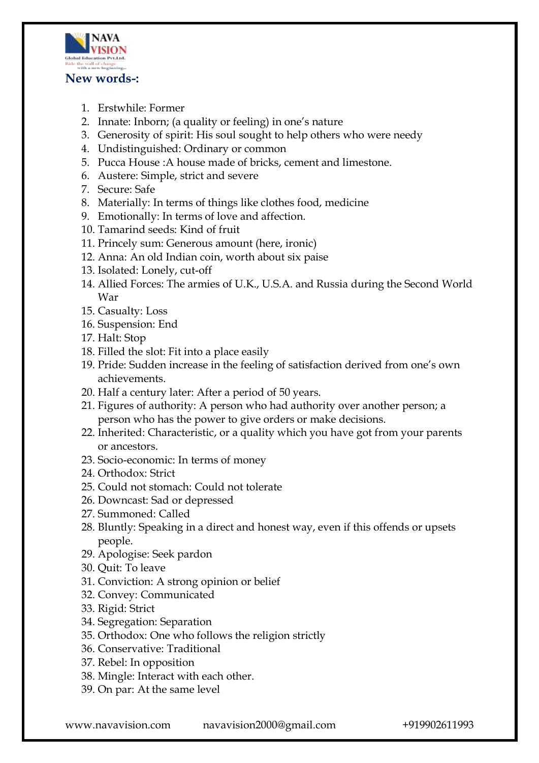## New words-:

1. Erstwhile: Former
2. Innate: Inborn; (a quality or feeling) in one's nature
3. Generosity of spirit: His soul sought to help others who were needy
4. Undistinguished: Ordinary or common
5. Pucca House :A house made of bricks, cement and limestone.
6. Austere: Simple, strict and severe
7. Secure: Safe
8. Materially: In terms of things like clothes food, medicine
9. Emotionally: In terms of love and affection.
10. Tamarind seeds: Kind of fruit
11. Princely sum: Generous amount (here, ironic)
12. Anna: An old Indian coin, worth about six paise
13. Isolated: Lonely, cut-off
14. Allied Forces: The armies of U.K., U.S.A. and Russia during the Second World War
15. Casualty: Loss
16. Suspension: End
17. Halt: Stop
18. Filled the slot: Fit into a place easily
19. Pride: Sudden increase in the feeling of satisfaction derived from one's own achievements.
20. Half a century later: After a period of 50 years.
21. Figures of authority: A person who had authority over another person; a person who has the power to give orders or make decisions.
22. Inherited: Characteristic, or a quality which you have got from your parents or ancestors.
23. Socio-economic: In terms of money
24. Orthodox: Strict
25. Could not stomach: Could not tolerate
26. Downcast: Sad or depressed
27. Summoned: Called
28. Bluntly: Speaking in a direct and honest way, even if this offends or upsets people.
29. Apologise: Seek pardon
30. Quit: To leave
31. Conviction: A strong opinion or belief
32. Convey: Communicated
33. Rigid: Strict
34. Segregation: Separation
35. Orthodox: One who follows the religion strictly
36. Conservative: Traditional
37. Rebel: In opposition
38. Mingle: Interact with each other.
39. On par: At the same level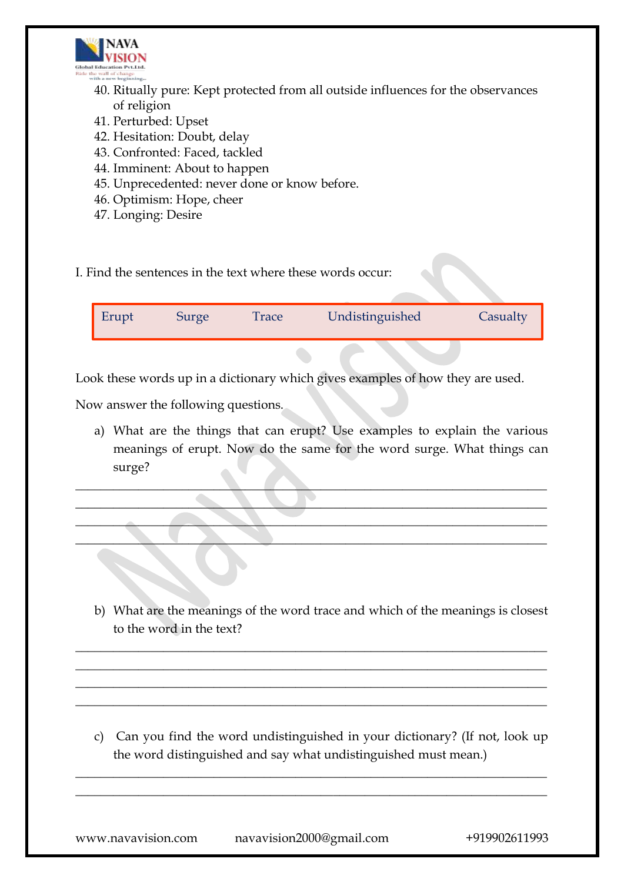40. Ritually pure: Kept protected from all outside influences for the observances of religion
41. Perturbed: Upset
42. Hesitation: Doubt, delay
43. Confronted: Faced, tackled
44. Imminent: About to happen
45. Unprecedented: never done or know before.
46. Optimism: Hope, cheer
47. Longing: Desire

I. Find the sentences in the text where these words occur:

| Erupt | Surge | Trace | Undistinguished | Casualty |
|---|---|---|---|---|

Look these words up in a dictionary which gives examples of how they are used.

Now answer the following questions.

a) What are the things that can erupt? Use examples to explain the various meanings of erupt. Now do the same for the word surge. What things can surge?

________________________________________________________________________
________________________________________________________________________
________________________________________________________________________
________________________________________________________________________

b) What are the meanings of the word trace and which of the meanings is closest to the word in the text?

________________________________________________________________________
________________________________________________________________________
________________________________________________________________________
________________________________________________________________________

c) Can you find the word undistinguished in your dictionary? (If not, look up the word distinguished and say what undistinguished must mean.)

________________________________________________________________________
________________________________________________________________________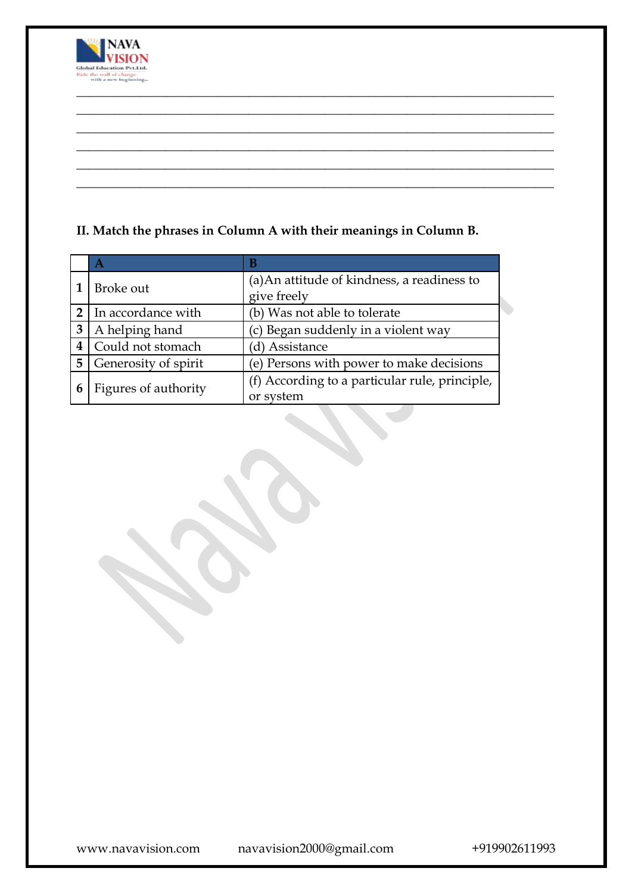II. Match the phrases in Column A with their meanings in Column B.

| | A | B |
|---|---|---|
| 1 | Broke out | (a)An attitude of kindness, a readiness to give freely |
| 2 | In accordance with | (b) Was not able to tolerate |
| 3 | A helping hand | (c) Began suddenly in a violent way |
| 4 | Could not stomach | (d) Assistance |
| 5 | Generosity of spirit | (e) Persons with power to make decisions |
| 6 | Figures of authority | (f) According to a particular rule, principle, or system |